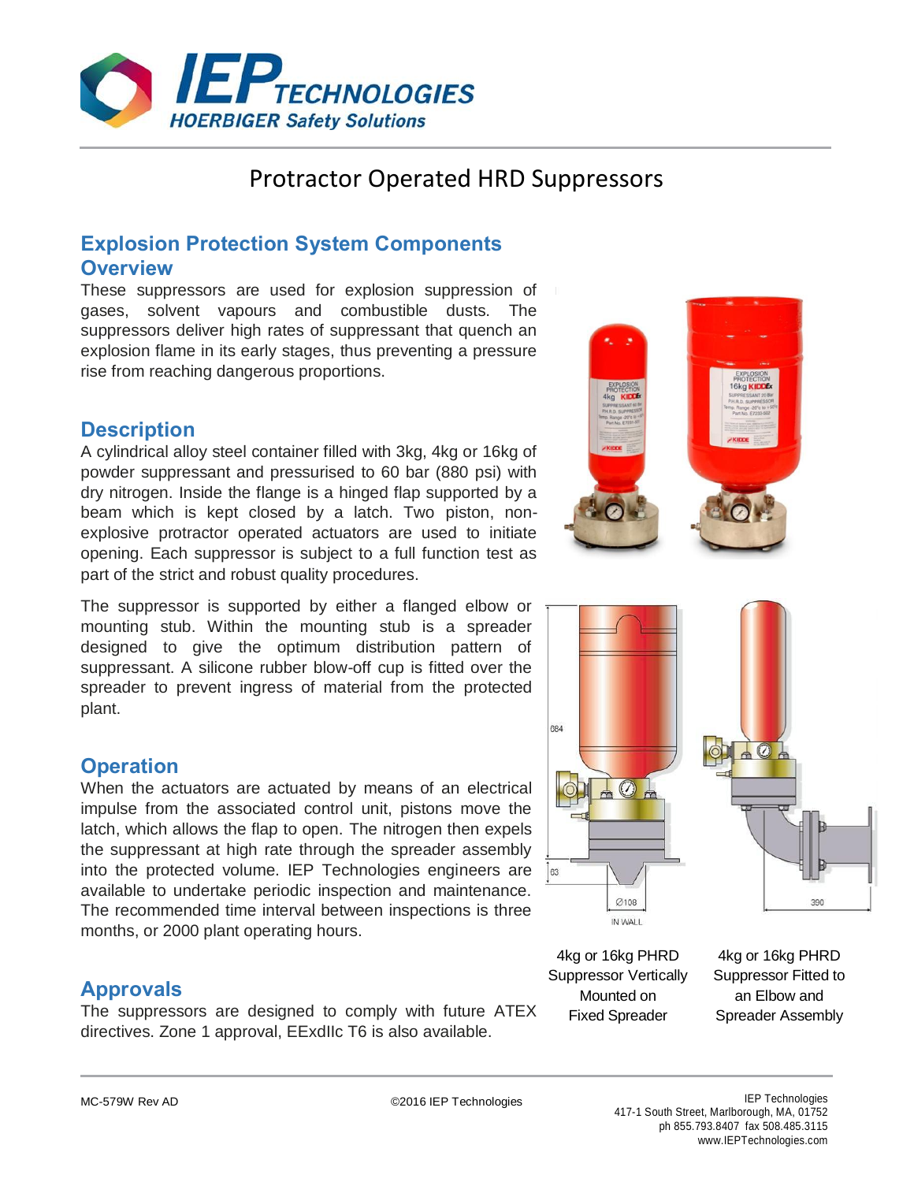# Protractor Operated HRD Suppressors

## Explosion Protection System Components

### Overview

These suppressors are used for explosion suppression of gases, solvent vapours and combustible dusts. The suppressors deliver high rates of suppressant that quench an explosion flame in its early stages, thus preventing a pressure rise from reaching dangerous proportions.

### Description

A cylindrical alloy steel container filled with 3kg, 4kg or 16kg of powder suppressant and pressurised to 60 bar (880 psi) with dry nitrogen. Inside the flange is a hinged flap supported by a beam which is kept closed by a latch. Two piston, non-explosive protractor operated actuators are used to initiate opening. Each suppressor is subject to a full function test as part of the strict and robust quality procedures.

The suppressor is supported by either a flanged elbow or mounting stub. Within the mounting stub is a spreader designed to give the optimum distribution pattern of suppressant. A silicone rubber blow-off cup is fitted over the spreader to prevent ingress of material from the protected plant.

### Operation

When the actuators are actuated by means of an electrical impulse from the associated control unit, pistons move the latch, which allows the flap to open. The nitrogen then expels the suppressant at high rate through the spreader assembly into the protected volume. IEP Technologies engineers are available to undertake periodic inspection and maintenance. The recommended time interval between inspections is three months, or 2000 plant operating hours.

### Approvals

The suppressors are designed to comply with future ATEX directives. Zone 1 approval, EExdIIc T6 is also available.

4kg or 16kg PHRD Suppressor Vertically Mounted on Fixed Spreader

4kg or 16kg PHRD Suppressor Fitted to an Elbow and Spreader Assembly

MC-579W Rev AD

©2016 IEP Technologies

IEP Technologies
417-1 South Street, Marlborough, MA, 01752
ph 855.793.8407 fax 508.485.3115
www.IEPTechnologies.com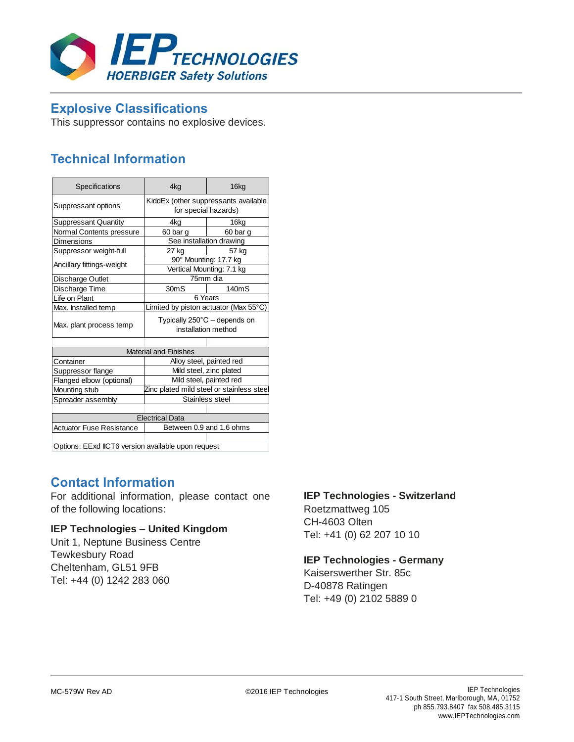## Explosive Classifications

This suppressor contains no explosive devices.

## Technical Information

| Specifications | 4kg | 16kg |
|---|---|---|
| Suppressant options | KiddEx (other suppressants available for special hazards) | |
| Suppressant Quantity | 4kg | 16kg |
| Normal Contents pressure | 60 bar g | 60 bar g |
| Dimensions | See installation drawing | |
| Suppressor weight-full | 27 kg | 57 kg |
| Ancillary fittings-weight | 90° Mounting: 17.7 kg | |
| | Vertical Mounting: 7.1 kg | |
| Discharge Outlet | 75mm dia | |
| Discharge Time | 30mS | 140mS |
| Life on Plant | 6 Years | |
| Max. Installed temp | Limited by piston actuator (Max 55°C) | |
| Max. plant process temp | Typically 250°C – depends on installation method | |
| | | |
| Material and Finishes | | |
| Container | Alloy steel, painted red | |
| Suppressor flange | Mild steel, zinc plated | |
| Flanged elbow (optional) | Mild steel, painted red | |
| Mounting stub | Zinc plated mild steel or stainless steel | |
| Spreader assembly | Stainless steel | |
| | | |
| Electrical Data | | |
| Actuator Fuse Resistance | Between 0.9 and 1.6 ohms | |
| | | |
| Options: EExd IICT6 version available upon request | | |

## Contact Information

For additional information, please contact one of the following locations:

**IEP Technologies – United Kingdom**
Unit 1, Neptune Business Centre
Tewkesbury Road
Cheltenham, GL51 9FB
Tel: +44 (0) 1242 283 060

**IEP Technologies - Switzerland**
Roetzmattweg 105
CH-4603 Olten
Tel: +41 (0) 62 207 10 10

**IEP Technologies - Germany**
Kaiserswerther Str. 85c
D-40878 Ratingen
Tel: +49 (0) 2102 5889 0

MC-579W Rev AD

©2016 IEP Technologies

IEP Technologies
417-1 South Street, Marlborough, MA, 01752
ph 855.793.8407 fax 508.485.3115
www.IEPTechnologies.com